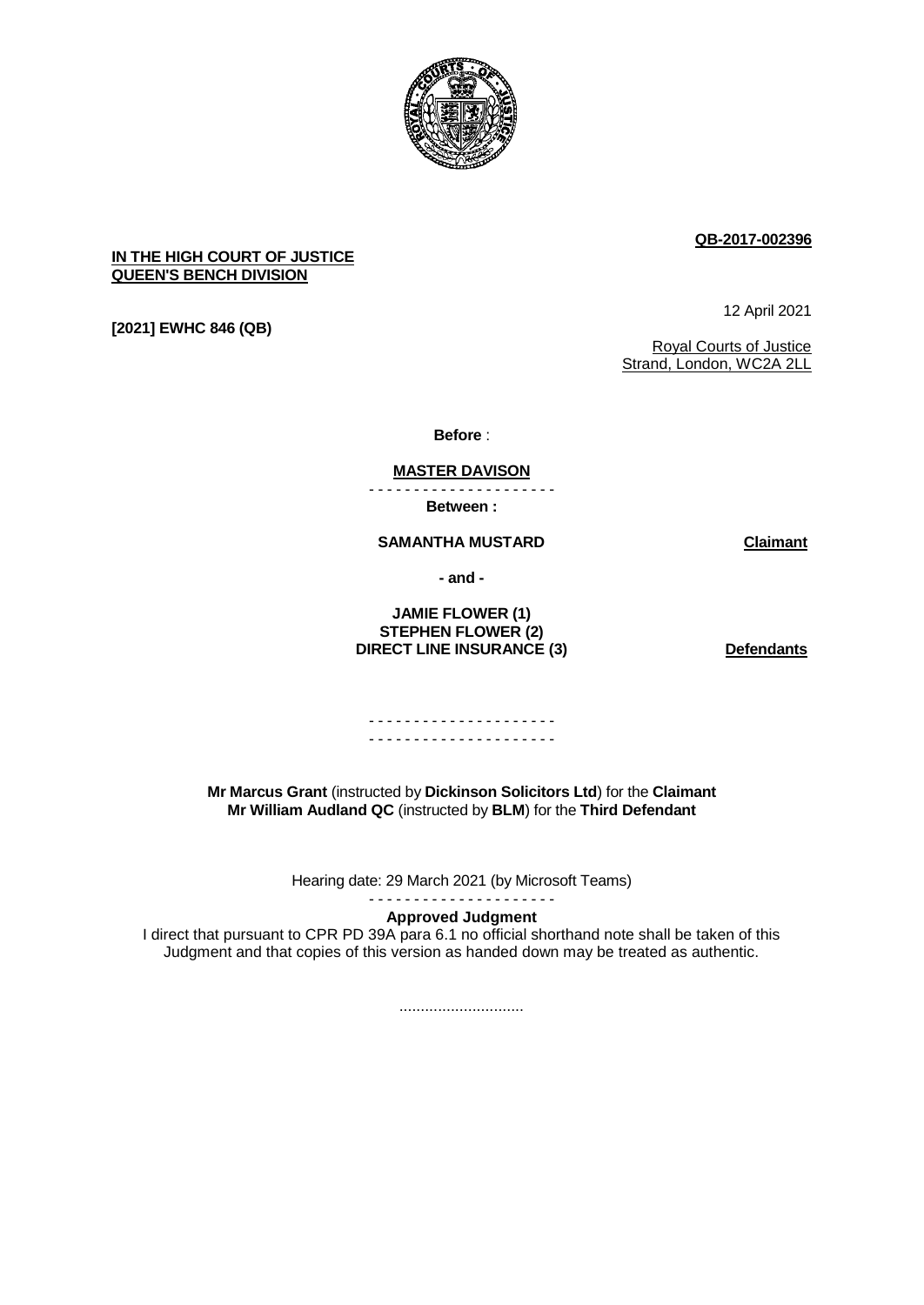**QB-2017-002396**

**IN THE HIGH COURT OF JUSTICE**
**QUEEN'S BENCH DIVISION**

**[2021] EWHC 846 (QB)**

12 April 2021

Royal Courts of Justice
Strand, London, WC2A 2LL

**Before** :

**MASTER DAVISON**

- - - - - - - - - - - - - - - - - - - - -

**Between :**

**SAMANTHA MUSTARD** — **Claimant**

**- and -**

**JAMIE FLOWER (1)**
**STEPHEN FLOWER (2)**
**DIRECT LINE INSURANCE (3)** — **Defendants**

- - - - - - - - - - - - - - - - - - - - -
- - - - - - - - - - - - - - - - - - - - -

**Mr Marcus Grant** (instructed by **Dickinson Solicitors Ltd**) for the **Claimant**
**Mr William Audland QC** (instructed by **BLM**) for the **Third Defendant**

Hearing date: 29 March 2021 (by Microsoft Teams)

- - - - - - - - - - - - - - - - - - - - -

**Approved Judgment**

I direct that pursuant to CPR PD 39A para 6.1 no official shorthand note shall be taken of this Judgment and that copies of this version as handed down may be treated as authentic.

.............................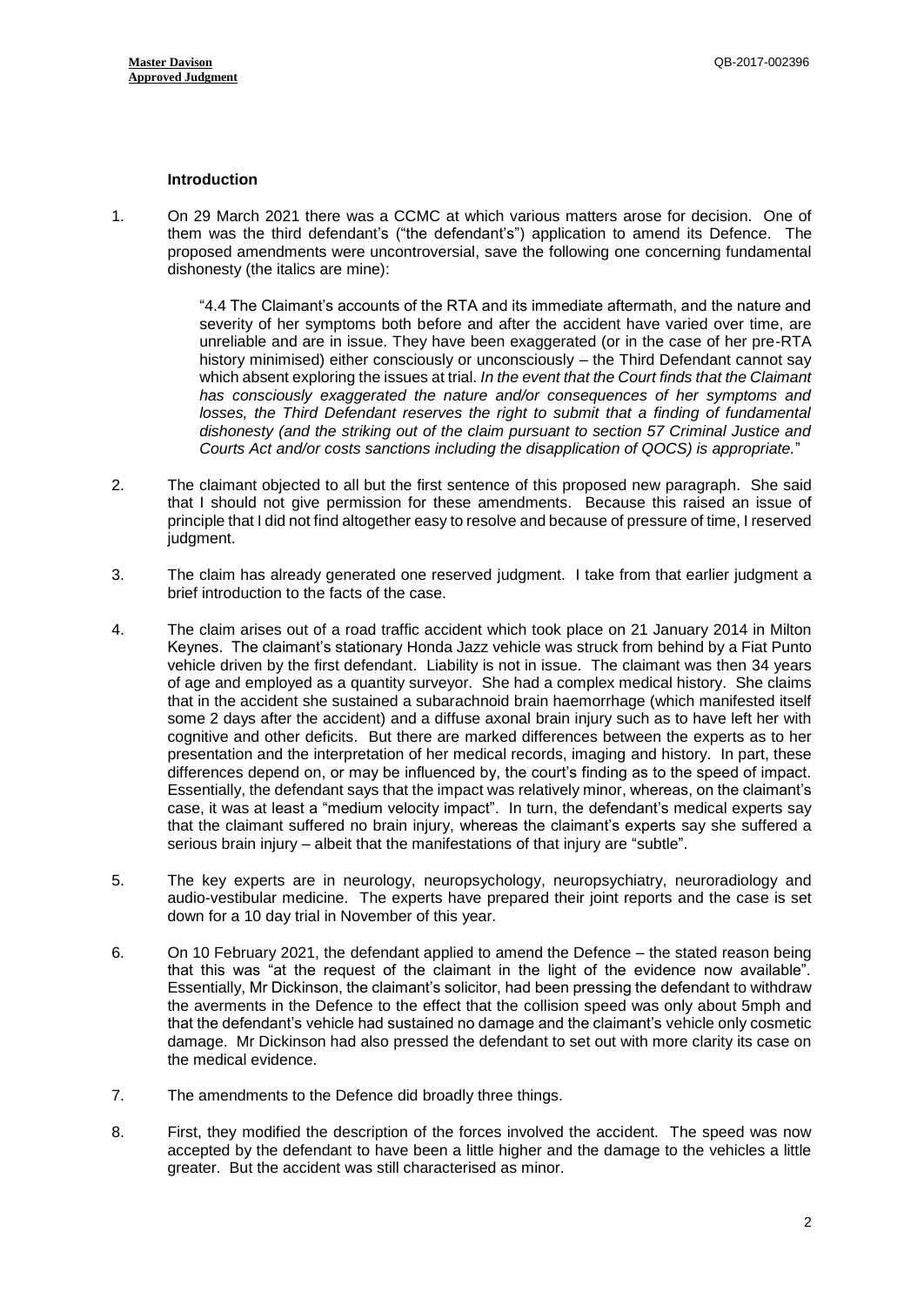### Introduction

1. On 29 March 2021 there was a CCMC at which various matters arose for decision. One of them was the third defendant's ("the defendant's") application to amend its Defence. The proposed amendments were uncontroversial, save the following one concerning fundamental dishonesty (the italics are mine):

   > "4.4 The Claimant's accounts of the RTA and its immediate aftermath, and the nature and severity of her symptoms both before and after the accident have varied over time, are unreliable and are in issue. They have been exaggerated (or in the case of her pre-RTA history minimised) either consciously or unconsciously – the Third Defendant cannot say which absent exploring the issues at trial. *In the event that the Court finds that the Claimant has consciously exaggerated the nature and/or consequences of her symptoms and losses, the Third Defendant reserves the right to submit that a finding of fundamental dishonesty (and the striking out of the claim pursuant to section 57 Criminal Justice and Courts Act and/or costs sanctions including the disapplication of QOCS) is appropriate.*"

2. The claimant objected to all but the first sentence of this proposed new paragraph. She said that I should not give permission for these amendments. Because this raised an issue of principle that I did not find altogether easy to resolve and because of pressure of time, I reserved judgment.

3. The claim has already generated one reserved judgment. I take from that earlier judgment a brief introduction to the facts of the case.

4. The claim arises out of a road traffic accident which took place on 21 January 2014 in Milton Keynes. The claimant's stationary Honda Jazz vehicle was struck from behind by a Fiat Punto vehicle driven by the first defendant. Liability is not in issue. The claimant was then 34 years of age and employed as a quantity surveyor. She had a complex medical history. She claims that in the accident she sustained a subarachnoid brain haemorrhage (which manifested itself some 2 days after the accident) and a diffuse axonal brain injury such as to have left her with cognitive and other deficits. But there are marked differences between the experts as to her presentation and the interpretation of her medical records, imaging and history. In part, these differences depend on, or may be influenced by, the court's finding as to the speed of impact. Essentially, the defendant says that the impact was relatively minor, whereas, on the claimant's case, it was at least a "medium velocity impact". In turn, the defendant's medical experts say that the claimant suffered no brain injury, whereas the claimant's experts say she suffered a serious brain injury – albeit that the manifestations of that injury are "subtle".

5. The key experts are in neurology, neuropsychology, neuropsychiatry, neuroradiology and audio-vestibular medicine. The experts have prepared their joint reports and the case is set down for a 10 day trial in November of this year.

6. On 10 February 2021, the defendant applied to amend the Defence – the stated reason being that this was "at the request of the claimant in the light of the evidence now available". Essentially, Mr Dickinson, the claimant's solicitor, had been pressing the defendant to withdraw the averments in the Defence to the effect that the collision speed was only about 5mph and that the defendant's vehicle had sustained no damage and the claimant's vehicle only cosmetic damage. Mr Dickinson had also pressed the defendant to set out with more clarity its case on the medical evidence.

7. The amendments to the Defence did broadly three things.

8. First, they modified the description of the forces involved the accident. The speed was now accepted by the defendant to have been a little higher and the damage to the vehicles a little greater. But the accident was still characterised as minor.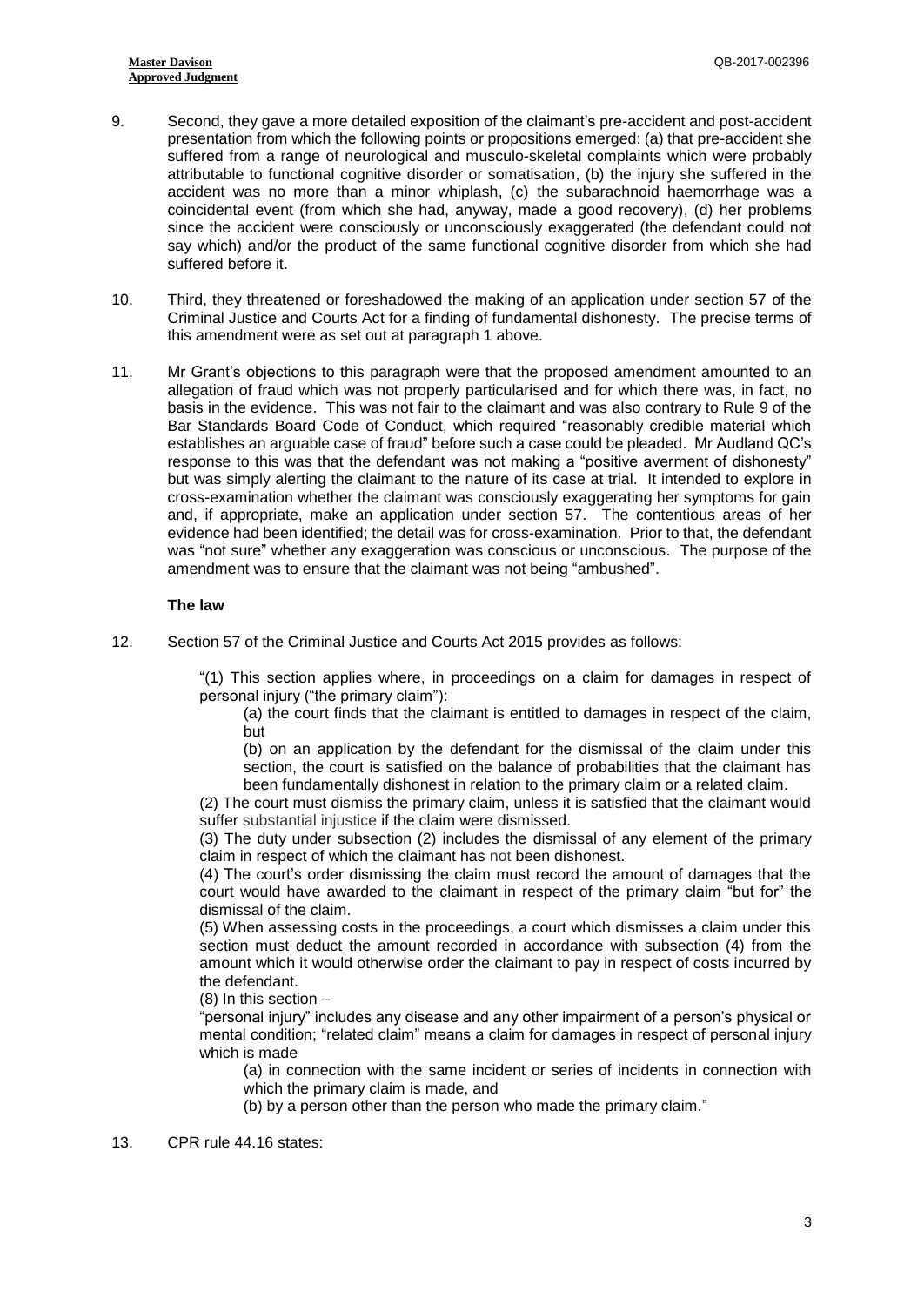9. Second, they gave a more detailed exposition of the claimant's pre-accident and post-accident presentation from which the following points or propositions emerged: (a) that pre-accident she suffered from a range of neurological and musculo-skeletal complaints which were probably attributable to functional cognitive disorder or somatisation, (b) the injury she suffered in the accident was no more than a minor whiplash, (c) the subarachnoid haemorrhage was a coincidental event (from which she had, anyway, made a good recovery), (d) her problems since the accident were consciously or unconsciously exaggerated (the defendant could not say which) and/or the product of the same functional cognitive disorder from which she had suffered before it.

10. Third, they threatened or foreshadowed the making of an application under section 57 of the Criminal Justice and Courts Act for a finding of fundamental dishonesty. The precise terms of this amendment were as set out at paragraph 1 above.

11. Mr Grant's objections to this paragraph were that the proposed amendment amounted to an allegation of fraud which was not properly particularised and for which there was, in fact, no basis in the evidence. This was not fair to the claimant and was also contrary to Rule 9 of the Bar Standards Board Code of Conduct, which required "reasonably credible material which establishes an arguable case of fraud" before such a case could be pleaded. Mr Audland QC's response to this was that the defendant was not making a "positive averment of dishonesty" but was simply alerting the claimant to the nature of its case at trial. It intended to explore in cross-examination whether the claimant was consciously exaggerating her symptoms for gain and, if appropriate, make an application under section 57. The contentious areas of her evidence had been identified; the detail was for cross-examination. Prior to that, the defendant was "not sure" whether any exaggeration was conscious or unconscious. The purpose of the amendment was to ensure that the claimant was not being "ambushed".

### The law

12. Section 57 of the Criminal Justice and Courts Act 2015 provides as follows:

> "(1) This section applies where, in proceedings on a claim for damages in respect of personal injury ("the primary claim"):
>
> (a) the court finds that the claimant is entitled to damages in respect of the claim, but
>
> (b) on an application by the defendant for the dismissal of the claim under this section, the court is satisfied on the balance of probabilities that the claimant has been fundamentally dishonest in relation to the primary claim or a related claim.
>
> (2) The court must dismiss the primary claim, unless it is satisfied that the claimant would suffer substantial injustice if the claim were dismissed.
>
> (3) The duty under subsection (2) includes the dismissal of any element of the primary claim in respect of which the claimant has not been dishonest.
>
> (4) The court's order dismissing the claim must record the amount of damages that the court would have awarded to the claimant in respect of the primary claim "but for" the dismissal of the claim.
>
> (5) When assessing costs in the proceedings, a court which dismisses a claim under this section must deduct the amount recorded in accordance with subsection (4) from the amount which it would otherwise order the claimant to pay in respect of costs incurred by the defendant.
>
> (8) In this section –
>
> "personal injury" includes any disease and any other impairment of a person's physical or mental condition; "related claim" means a claim for damages in respect of personal injury which is made
>
> (a) in connection with the same incident or series of incidents in connection with which the primary claim is made, and
>
> (b) by a person other than the person who made the primary claim."

13. CPR rule 44.16 states: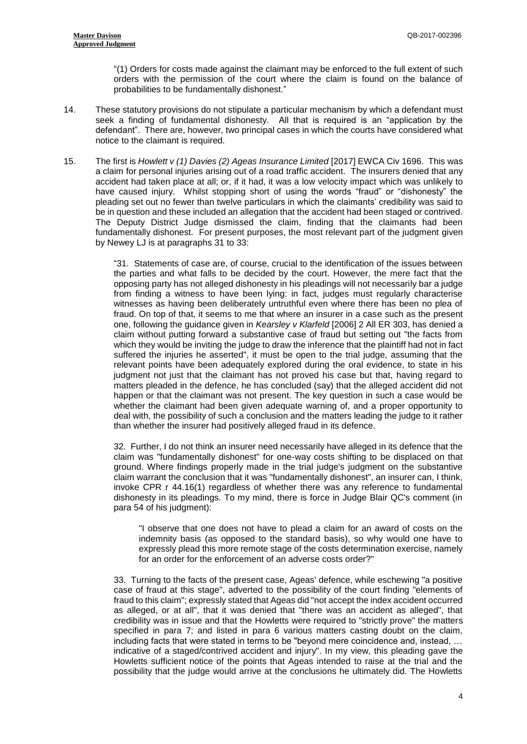"(1) Orders for costs made against the claimant may be enforced to the full extent of such orders with the permission of the court where the claim is found on the balance of probabilities to be fundamentally dishonest."

14. These statutory provisions do not stipulate a particular mechanism by which a defendant must seek a finding of fundamental dishonesty. All that is required is an "application by the defendant". There are, however, two principal cases in which the courts have considered what notice to the claimant is required.

15. The first is *Howlett v (1) Davies (2) Ageas Insurance Limited* [2017] EWCA Civ 1696. This was a claim for personal injuries arising out of a road traffic accident. The insurers denied that any accident had taken place at all; or, if it had, it was a low velocity impact which was unlikely to have caused injury. Whilst stopping short of using the words "fraud" or "dishonesty" the pleading set out no fewer than twelve particulars in which the claimants' credibility was said to be in question and these included an allegation that the accident had been staged or contrived. The Deputy District Judge dismissed the claim, finding that the claimants had been fundamentally dishonest. For present purposes, the most relevant part of the judgment given by Newey LJ is at paragraphs 31 to 33:

> "31. Statements of case are, of course, crucial to the identification of the issues between the parties and what falls to be decided by the court. However, the mere fact that the opposing party has not alleged dishonesty in his pleadings will not necessarily bar a judge from finding a witness to have been lying: in fact, judges must regularly characterise witnesses as having been deliberately untruthful even where there has been no plea of fraud. On top of that, it seems to me that where an insurer in a case such as the present one, following the guidance given in *Kearsley v Klarfeld* [2006] 2 All ER 303, has denied a claim without putting forward a substantive case of fraud but setting out "the facts from which they would be inviting the judge to draw the inference that the plaintiff had not in fact suffered the injuries he asserted", it must be open to the trial judge, assuming that the relevant points have been adequately explored during the oral evidence, to state in his judgment not just that the claimant has not proved his case but that, having regard to matters pleaded in the defence, he has concluded (say) that the alleged accident did not happen or that the claimant was not present. The key question in such a case would be whether the claimant had been given adequate warning of, and a proper opportunity to deal with, the possibility of such a conclusion and the matters leading the judge to it rather than whether the insurer had positively alleged fraud in its defence.
>
> 32. Further, I do not think an insurer need necessarily have alleged in its defence that the claim was "fundamentally dishonest" for one-way costs shifting to be displaced on that ground. Where findings properly made in the trial judge's judgment on the substantive claim warrant the conclusion that it was "fundamentally dishonest", an insurer can, I think, invoke CPR r 44.16(1) regardless of whether there was any reference to fundamental dishonesty in its pleadings. To my mind, there is force in Judge Blair QC's comment (in para 54 of his judgment):
>
> > "I observe that one does not have to plead a claim for an award of costs on the indemnity basis (as opposed to the standard basis), so why would one have to expressly plead this more remote stage of the costs determination exercise, namely for an order for the enforcement of an adverse costs order?"
>
> 33. Turning to the facts of the present case, Ageas' defence, while eschewing "a positive case of fraud at this stage", adverted to the possibility of the court finding "elements of fraud to this claim"; expressly stated that Ageas did "not accept the index accident occurred as alleged, or at all", that it was denied that "there was an accident as alleged", that credibility was in issue and that the Howletts were required to "strictly prove" the matters specified in para 7; and listed in para 6 various matters casting doubt on the claim, including facts that were stated in terms to be "beyond mere coincidence and, instead, … indicative of a staged/contrived accident and injury". In my view, this pleading gave the Howletts sufficient notice of the points that Ageas intended to raise at the trial and the possibility that the judge would arrive at the conclusions he ultimately did. The Howletts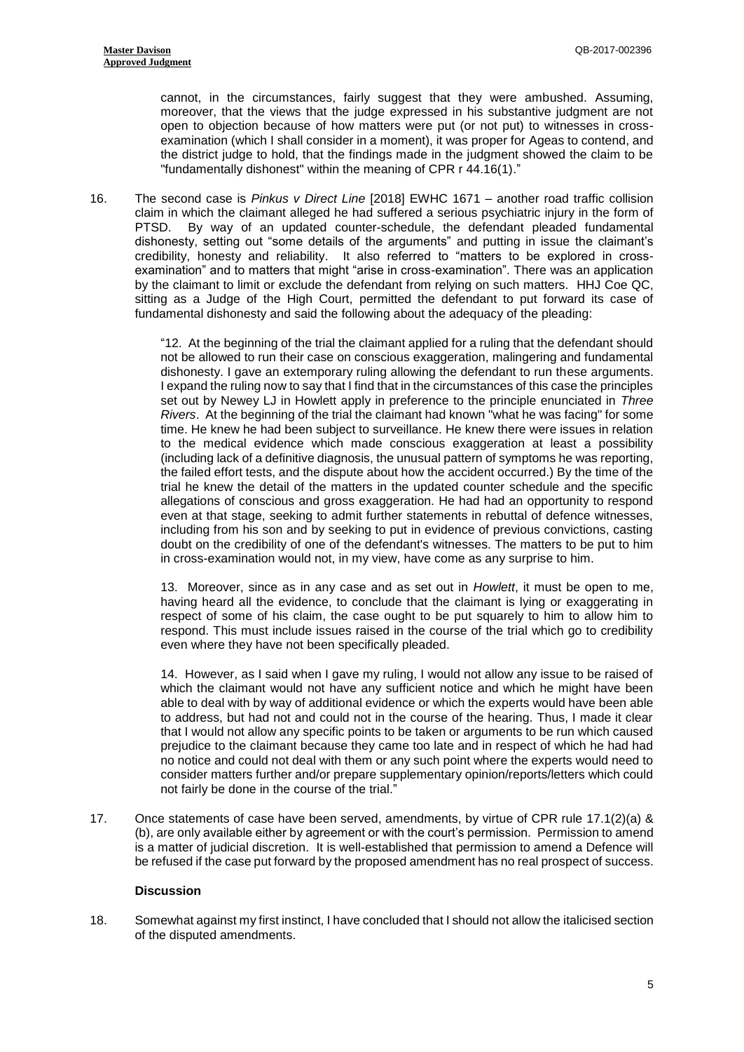cannot, in the circumstances, fairly suggest that they were ambushed. Assuming, moreover, that the views that the judge expressed in his substantive judgment are not open to objection because of how matters were put (or not put) to witnesses in cross-examination (which I shall consider in a moment), it was proper for Ageas to contend, and the district judge to hold, that the findings made in the judgment showed the claim to be "fundamentally dishonest" within the meaning of CPR r 44.16(1)."

16. The second case is *Pinkus v Direct Line* [2018] EWHC 1671 – another road traffic collision claim in which the claimant alleged he had suffered a serious psychiatric injury in the form of PTSD. By way of an updated counter-schedule, the defendant pleaded fundamental dishonesty, setting out "some details of the arguments" and putting in issue the claimant's credibility, honesty and reliability. It also referred to "matters to be explored in cross-examination" and to matters that might "arise in cross-examination". There was an application by the claimant to limit or exclude the defendant from relying on such matters. HHJ Coe QC, sitting as a Judge of the High Court, permitted the defendant to put forward its case of fundamental dishonesty and said the following about the adequacy of the pleading:

> "12. At the beginning of the trial the claimant applied for a ruling that the defendant should not be allowed to run their case on conscious exaggeration, malingering and fundamental dishonesty. I gave an extemporary ruling allowing the defendant to run these arguments. I expand the ruling now to say that I find that in the circumstances of this case the principles set out by Newey LJ in Howlett apply in preference to the principle enunciated in *Three Rivers*. At the beginning of the trial the claimant had known "what he was facing" for some time. He knew he had been subject to surveillance. He knew there were issues in relation to the medical evidence which made conscious exaggeration at least a possibility (including lack of a definitive diagnosis, the unusual pattern of symptoms he was reporting, the failed effort tests, and the dispute about how the accident occurred.) By the time of the trial he knew the detail of the matters in the updated counter schedule and the specific allegations of conscious and gross exaggeration. He had had an opportunity to respond even at that stage, seeking to admit further statements in rebuttal of defence witnesses, including from his son and by seeking to put in evidence of previous convictions, casting doubt on the credibility of one of the defendant's witnesses. The matters to be put to him in cross-examination would not, in my view, have come as any surprise to him.
>
> 13. Moreover, since as in any case and as set out in *Howlett*, it must be open to me, having heard all the evidence, to conclude that the claimant is lying or exaggerating in respect of some of his claim, the case ought to be put squarely to him to allow him to respond. This must include issues raised in the course of the trial which go to credibility even where they have not been specifically pleaded.
>
> 14. However, as I said when I gave my ruling, I would not allow any issue to be raised of which the claimant would not have any sufficient notice and which he might have been able to deal with by way of additional evidence or which the experts would have been able to address, but had not and could not in the course of the hearing. Thus, I made it clear that I would not allow any specific points to be taken or arguments to be run which caused prejudice to the claimant because they came too late and in respect of which he had had no notice and could not deal with them or any such point where the experts would need to consider matters further and/or prepare supplementary opinion/reports/letters which could not fairly be done in the course of the trial."

17. Once statements of case have been served, amendments, by virtue of CPR rule 17.1(2)(a) & (b), are only available either by agreement or with the court's permission. Permission to amend is a matter of judicial discretion. It is well-established that permission to amend a Defence will be refused if the case put forward by the proposed amendment has no real prospect of success.

## Discussion

18. Somewhat against my first instinct, I have concluded that I should not allow the italicised section of the disputed amendments.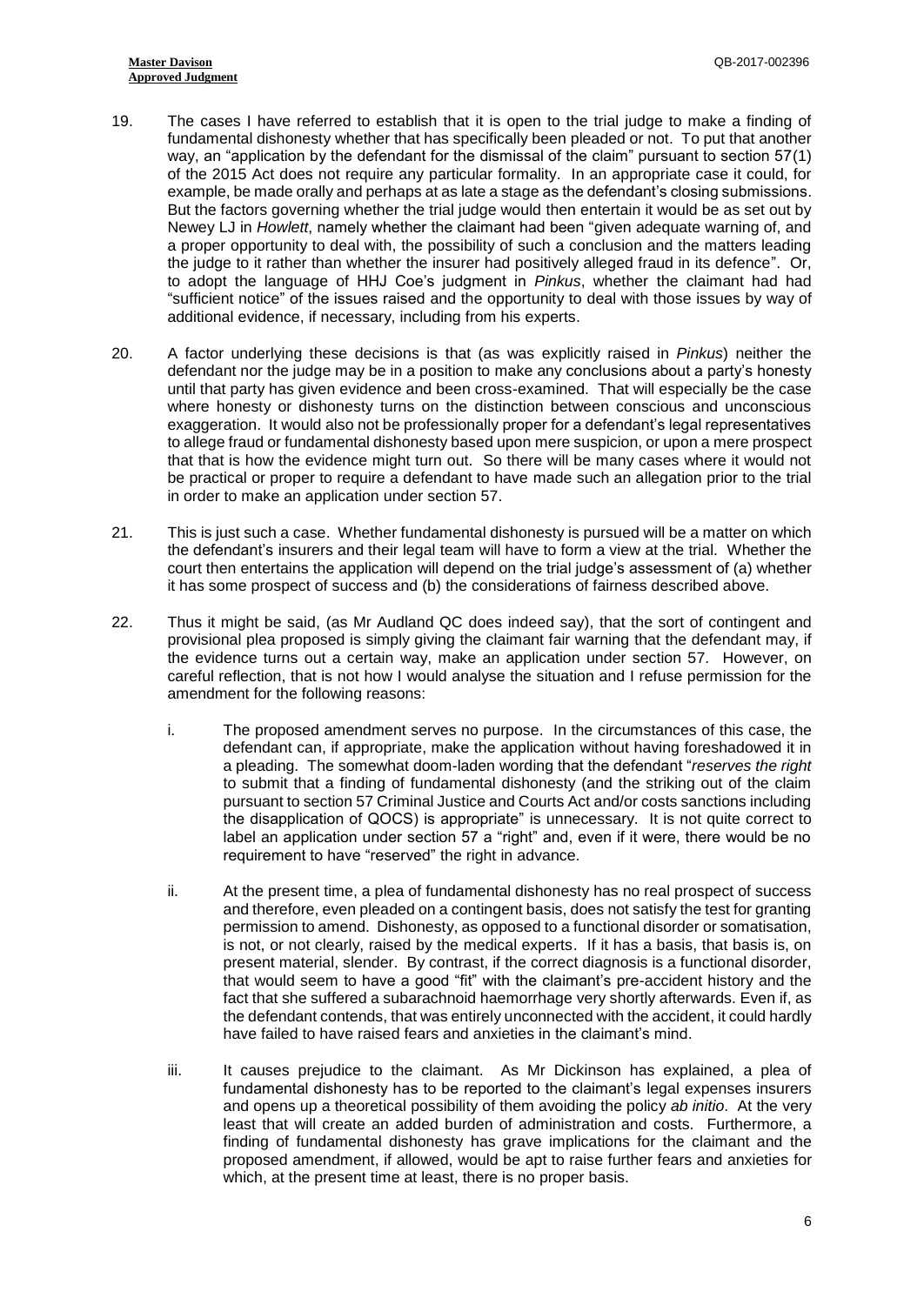19. The cases I have referred to establish that it is open to the trial judge to make a finding of fundamental dishonesty whether that has specifically been pleaded or not. To put that another way, an "application by the defendant for the dismissal of the claim" pursuant to section 57(1) of the 2015 Act does not require any particular formality. In an appropriate case it could, for example, be made orally and perhaps at as late a stage as the defendant's closing submissions. But the factors governing whether the trial judge would then entertain it would be as set out by Newey LJ in *Howlett*, namely whether the claimant had been "given adequate warning of, and a proper opportunity to deal with, the possibility of such a conclusion and the matters leading the judge to it rather than whether the insurer had positively alleged fraud in its defence". Or, to adopt the language of HHJ Coe's judgment in *Pinkus*, whether the claimant had had "sufficient notice" of the issues raised and the opportunity to deal with those issues by way of additional evidence, if necessary, including from his experts.

20. A factor underlying these decisions is that (as was explicitly raised in *Pinkus*) neither the defendant nor the judge may be in a position to make any conclusions about a party's honesty until that party has given evidence and been cross-examined. That will especially be the case where honesty or dishonesty turns on the distinction between conscious and unconscious exaggeration. It would also not be professionally proper for a defendant's legal representatives to allege fraud or fundamental dishonesty based upon mere suspicion, or upon a mere prospect that that is how the evidence might turn out. So there will be many cases where it would not be practical or proper to require a defendant to have made such an allegation prior to the trial in order to make an application under section 57.

21. This is just such a case. Whether fundamental dishonesty is pursued will be a matter on which the defendant's insurers and their legal team will have to form a view at the trial. Whether the court then entertains the application will depend on the trial judge's assessment of (a) whether it has some prospect of success and (b) the considerations of fairness described above.

22. Thus it might be said, (as Mr Audland QC does indeed say), that the sort of contingent and provisional plea proposed is simply giving the claimant fair warning that the defendant may, if the evidence turns out a certain way, make an application under section 57. However, on careful reflection, that is not how I would analyse the situation and I refuse permission for the amendment for the following reasons:

    i. The proposed amendment serves no purpose. In the circumstances of this case, the defendant can, if appropriate, make the application without having foreshadowed it in a pleading. The somewhat doom-laden wording that the defendant "*reserves the right* to submit that a finding of fundamental dishonesty (and the striking out of the claim pursuant to section 57 Criminal Justice and Courts Act and/or costs sanctions including the disapplication of QOCS) is appropriate" is unnecessary. It is not quite correct to label an application under section 57 a "right" and, even if it were, there would be no requirement to have "reserved" the right in advance.

    ii. At the present time, a plea of fundamental dishonesty has no real prospect of success and therefore, even pleaded on a contingent basis, does not satisfy the test for granting permission to amend. Dishonesty, as opposed to a functional disorder or somatisation, is not, or not clearly, raised by the medical experts. If it has a basis, that basis is, on present material, slender. By contrast, if the correct diagnosis is a functional disorder, that would seem to have a good "fit" with the claimant's pre-accident history and the fact that she suffered a subarachnoid haemorrhage very shortly afterwards. Even if, as the defendant contends, that was entirely unconnected with the accident, it could hardly have failed to have raised fears and anxieties in the claimant's mind.

    iii. It causes prejudice to the claimant. As Mr Dickinson has explained, a plea of fundamental dishonesty has to be reported to the claimant's legal expenses insurers and opens up a theoretical possibility of them avoiding the policy *ab initio*. At the very least that will create an added burden of administration and costs. Furthermore, a finding of fundamental dishonesty has grave implications for the claimant and the proposed amendment, if allowed, would be apt to raise further fears and anxieties for which, at the present time at least, there is no proper basis.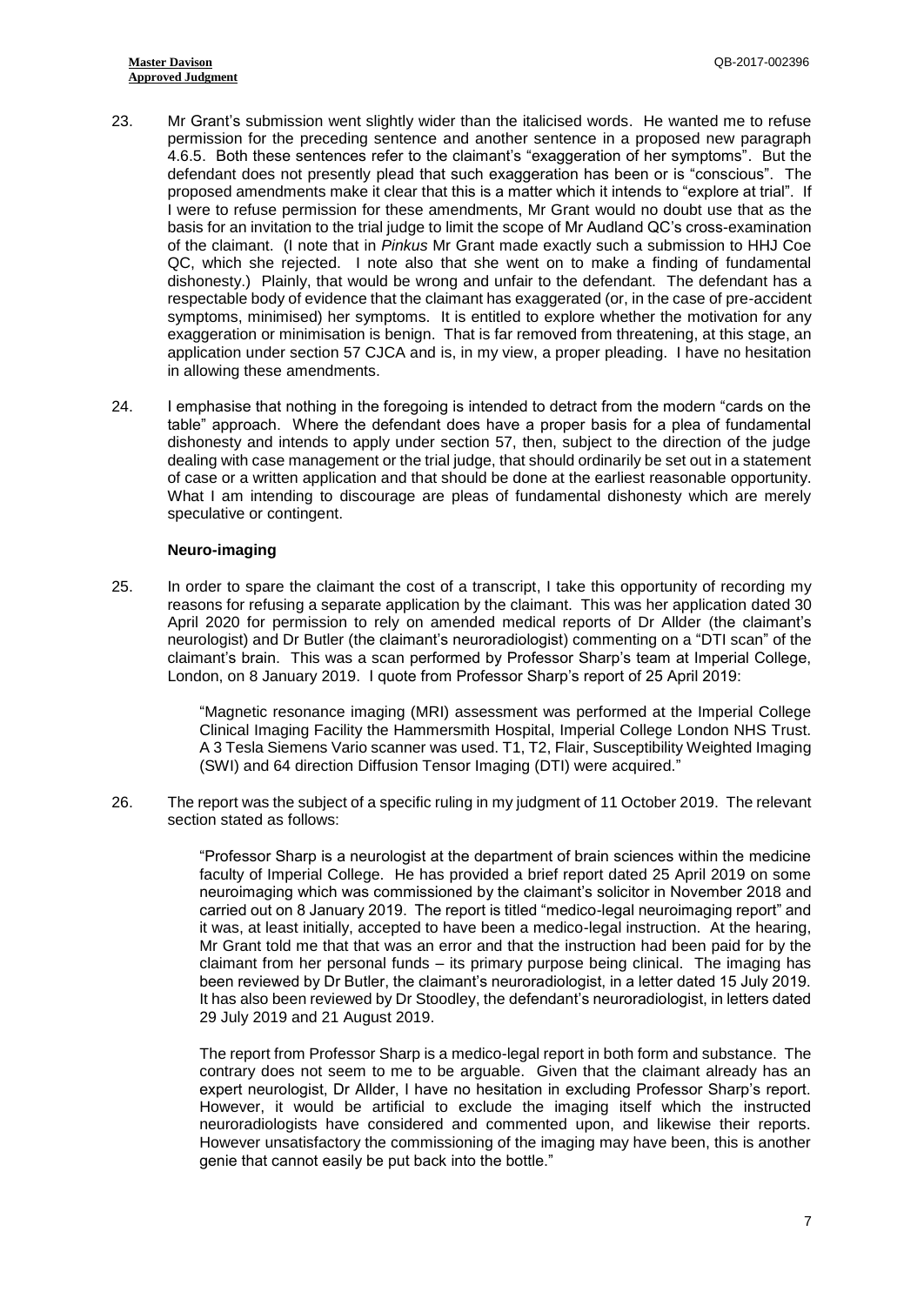23. Mr Grant's submission went slightly wider than the italicised words. He wanted me to refuse permission for the preceding sentence and another sentence in a proposed new paragraph 4.6.5. Both these sentences refer to the claimant's "exaggeration of her symptoms". But the defendant does not presently plead that such exaggeration has been or is "conscious". The proposed amendments make it clear that this is a matter which it intends to "explore at trial". If I were to refuse permission for these amendments, Mr Grant would no doubt use that as the basis for an invitation to the trial judge to limit the scope of Mr Audland QC's cross-examination of the claimant. (I note that in *Pinkus* Mr Grant made exactly such a submission to HHJ Coe QC, which she rejected. I note also that she went on to make a finding of fundamental dishonesty.) Plainly, that would be wrong and unfair to the defendant. The defendant has a respectable body of evidence that the claimant has exaggerated (or, in the case of pre-accident symptoms, minimised) her symptoms. It is entitled to explore whether the motivation for any exaggeration or minimisation is benign. That is far removed from threatening, at this stage, an application under section 57 CJCA and is, in my view, a proper pleading. I have no hesitation in allowing these amendments.

24. I emphasise that nothing in the foregoing is intended to detract from the modern "cards on the table" approach. Where the defendant does have a proper basis for a plea of fundamental dishonesty and intends to apply under section 57, then, subject to the direction of the judge dealing with case management or the trial judge, that should ordinarily be set out in a statement of case or a written application and that should be done at the earliest reasonable opportunity. What I am intending to discourage are pleas of fundamental dishonesty which are merely speculative or contingent.

**Neuro-imaging**

25. In order to spare the claimant the cost of a transcript, I take this opportunity of recording my reasons for refusing a separate application by the claimant. This was her application dated 30 April 2020 for permission to rely on amended medical reports of Dr Allder (the claimant's neurologist) and Dr Butler (the claimant's neuroradiologist) commenting on a "DTI scan" of the claimant's brain. This was a scan performed by Professor Sharp's team at Imperial College, London, on 8 January 2019. I quote from Professor Sharp's report of 25 April 2019:

> "Magnetic resonance imaging (MRI) assessment was performed at the Imperial College Clinical Imaging Facility the Hammersmith Hospital, Imperial College London NHS Trust. A 3 Tesla Siemens Vario scanner was used. T1, T2, Flair, Susceptibility Weighted Imaging (SWI) and 64 direction Diffusion Tensor Imaging (DTI) were acquired."

26. The report was the subject of a specific ruling in my judgment of 11 October 2019. The relevant section stated as follows:

> "Professor Sharp is a neurologist at the department of brain sciences within the medicine faculty of Imperial College. He has provided a brief report dated 25 April 2019 on some neuroimaging which was commissioned by the claimant's solicitor in November 2018 and carried out on 8 January 2019. The report is titled "medico-legal neuroimaging report" and it was, at least initially, accepted to have been a medico-legal instruction. At the hearing, Mr Grant told me that that was an error and that the instruction had been paid for by the claimant from her personal funds – its primary purpose being clinical. The imaging has been reviewed by Dr Butler, the claimant's neuroradiologist, in a letter dated 15 July 2019. It has also been reviewed by Dr Stoodley, the defendant's neuroradiologist, in letters dated 29 July 2019 and 21 August 2019.
>
> The report from Professor Sharp is a medico-legal report in both form and substance. The contrary does not seem to me to be arguable. Given that the claimant already has an expert neurologist, Dr Allder, I have no hesitation in excluding Professor Sharp's report. However, it would be artificial to exclude the imaging itself which the instructed neuroradiologists have considered and commented upon, and likewise their reports. However unsatisfactory the commissioning of the imaging may have been, this is another genie that cannot easily be put back into the bottle."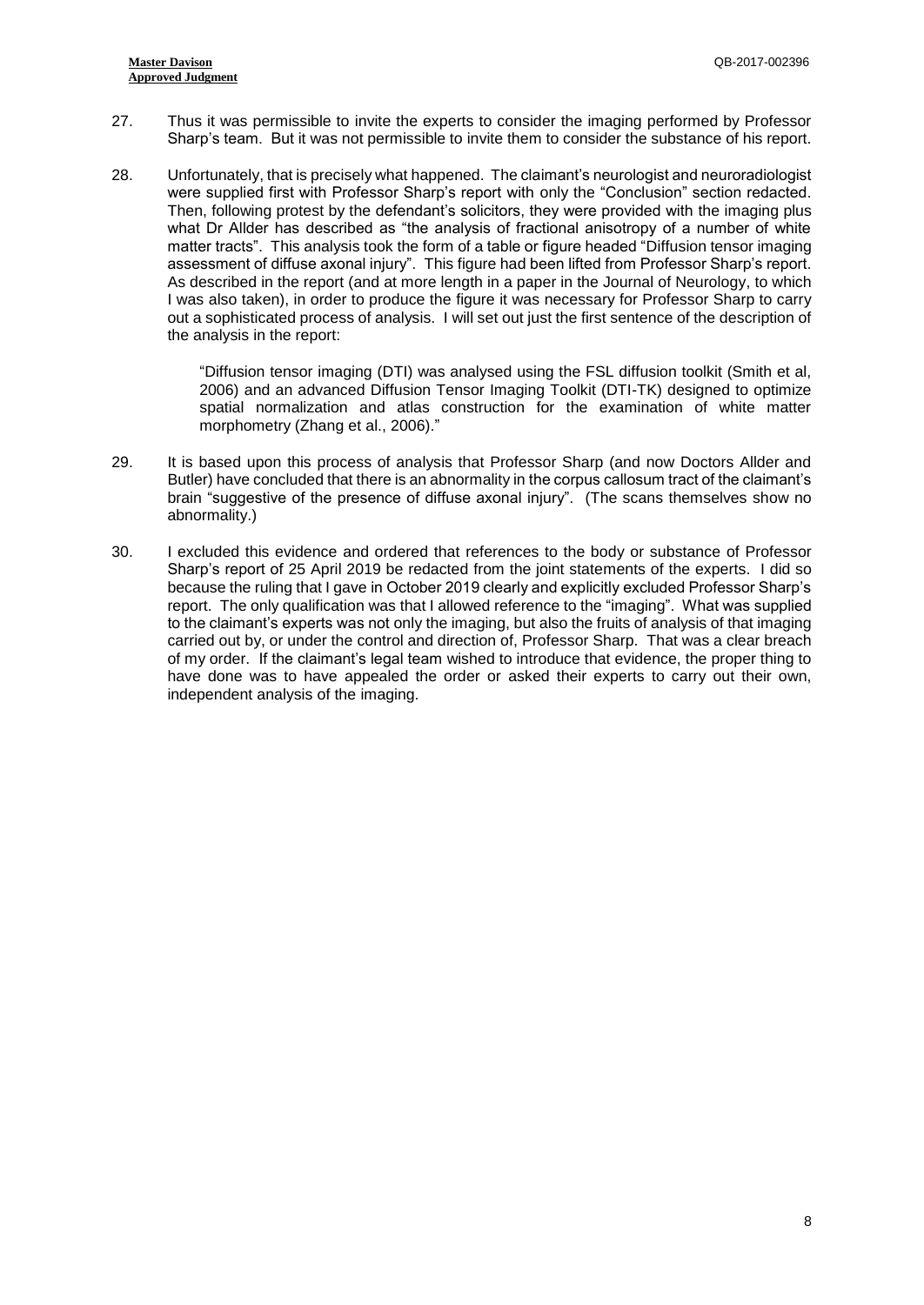27. Thus it was permissible to invite the experts to consider the imaging performed by Professor Sharp's team. But it was not permissible to invite them to consider the substance of his report.

28. Unfortunately, that is precisely what happened. The claimant's neurologist and neuroradiologist were supplied first with Professor Sharp's report with only the "Conclusion" section redacted. Then, following protest by the defendant's solicitors, they were provided with the imaging plus what Dr Allder has described as "the analysis of fractional anisotropy of a number of white matter tracts". This analysis took the form of a table or figure headed "Diffusion tensor imaging assessment of diffuse axonal injury". This figure had been lifted from Professor Sharp's report. As described in the report (and at more length in a paper in the Journal of Neurology, to which I was also taken), in order to produce the figure it was necessary for Professor Sharp to carry out a sophisticated process of analysis. I will set out just the first sentence of the description of the analysis in the report:

    > "Diffusion tensor imaging (DTI) was analysed using the FSL diffusion toolkit (Smith et al, 2006) and an advanced Diffusion Tensor Imaging Toolkit (DTI-TK) designed to optimize spatial normalization and atlas construction for the examination of white matter morphometry (Zhang et al., 2006)."

29. It is based upon this process of analysis that Professor Sharp (and now Doctors Allder and Butler) have concluded that there is an abnormality in the corpus callosum tract of the claimant's brain "suggestive of the presence of diffuse axonal injury". (The scans themselves show no abnormality.)

30. I excluded this evidence and ordered that references to the body or substance of Professor Sharp's report of 25 April 2019 be redacted from the joint statements of the experts. I did so because the ruling that I gave in October 2019 clearly and explicitly excluded Professor Sharp's report. The only qualification was that I allowed reference to the "imaging". What was supplied to the claimant's experts was not only the imaging, but also the fruits of analysis of that imaging carried out by, or under the control and direction of, Professor Sharp. That was a clear breach of my order. If the claimant's legal team wished to introduce that evidence, the proper thing to have done was to have appealed the order or asked their experts to carry out their own, independent analysis of the imaging.